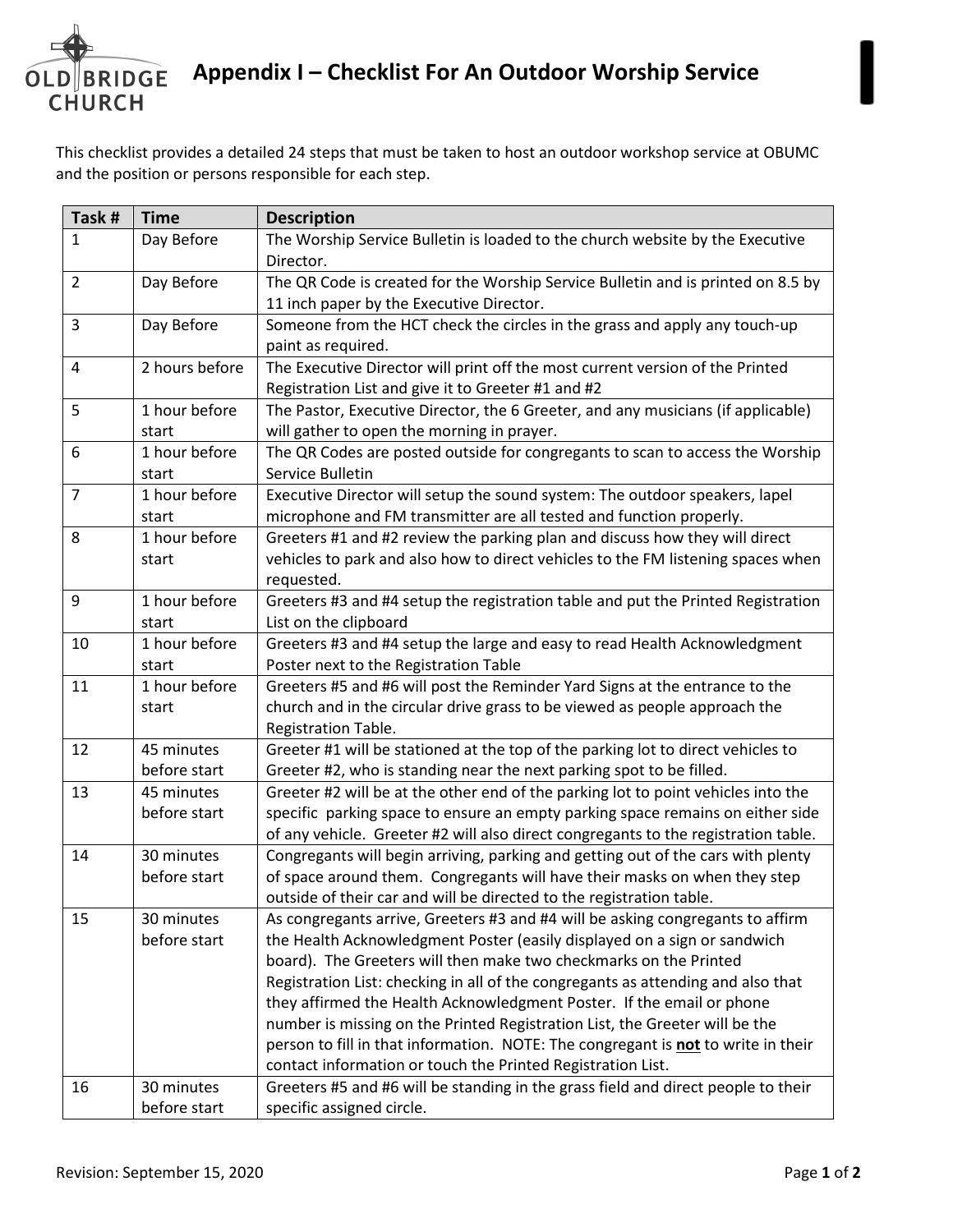# Appendix I – Checklist For An Outdoor Worship Service

This checklist provides a detailed 24 steps that must be taken to host an outdoor workshop service at OBUMC and the position or persons responsible for each step.

| Task # | Time | Description |
|---|---|---|
| 1 | Day Before | The Worship Service Bulletin is loaded to the church website by the Executive Director. |
| 2 | Day Before | The QR Code is created for the Worship Service Bulletin and is printed on 8.5 by 11 inch paper by the Executive Director. |
| 3 | Day Before | Someone from the HCT check the circles in the grass and apply any touch-up paint as required. |
| 4 | 2 hours before | The Executive Director will print off the most current version of the Printed Registration List and give it to Greeter #1 and #2 |
| 5 | 1 hour before start | The Pastor, Executive Director, the 6 Greeter, and any musicians (if applicable) will gather to open the morning in prayer. |
| 6 | 1 hour before start | The QR Codes are posted outside for congregants to scan to access the Worship Service Bulletin |
| 7 | 1 hour before start | Executive Director will setup the sound system: The outdoor speakers, lapel microphone and FM transmitter are all tested and function properly. |
| 8 | 1 hour before start | Greeters #1 and #2 review the parking plan and discuss how they will direct vehicles to park and also how to direct vehicles to the FM listening spaces when requested. |
| 9 | 1 hour before start | Greeters #3 and #4 setup the registration table and put the Printed Registration List on the clipboard |
| 10 | 1 hour before start | Greeters #3 and #4 setup the large and easy to read Health Acknowledgment Poster next to the Registration Table |
| 11 | 1 hour before start | Greeters #5 and #6 will post the Reminder Yard Signs at the entrance to the church and in the circular drive grass to be viewed as people approach the Registration Table. |
| 12 | 45 minutes before start | Greeter #1 will be stationed at the top of the parking lot to direct vehicles to Greeter #2, who is standing near the next parking spot to be filled. |
| 13 | 45 minutes before start | Greeter #2 will be at the other end of the parking lot to point vehicles into the specific parking space to ensure an empty parking space remains on either side of any vehicle. Greeter #2 will also direct congregants to the registration table. |
| 14 | 30 minutes before start | Congregants will begin arriving, parking and getting out of the cars with plenty of space around them. Congregants will have their masks on when they step outside of their car and will be directed to the registration table. |
| 15 | 30 minutes before start | As congregants arrive, Greeters #3 and #4 will be asking congregants to affirm the Health Acknowledgment Poster (easily displayed on a sign or sandwich board). The Greeters will then make two checkmarks on the Printed Registration List: checking in all of the congregants as attending and also that they affirmed the Health Acknowledgment Poster. If the email or phone number is missing on the Printed Registration List, the Greeter will be the person to fill in that information. NOTE: The congregant is **<u>not</u>** to write in their contact information or touch the Printed Registration List. |
| 16 | 30 minutes before start | Greeters #5 and #6 will be standing in the grass field and direct people to their specific assigned circle. |

Revision: September 15, 2020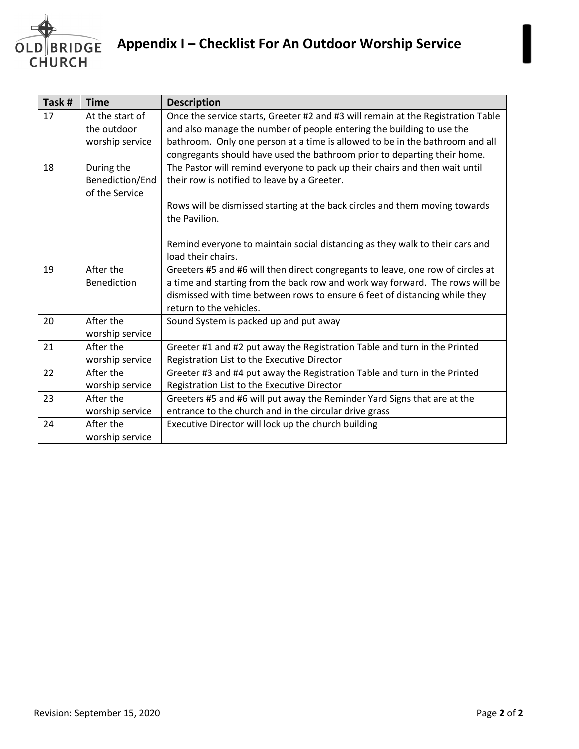# Appendix I – Checklist For An Outdoor Worship Service

| Task # | Time | Description |
|---|---|---|
| 17 | At the start of the outdoor worship service | Once the service starts, Greeter #2 and #3 will remain at the Registration Table and also manage the number of people entering the building to use the bathroom. Only one person at a time is allowed to be in the bathroom and all congregants should have used the bathroom prior to departing their home. |
| 18 | During the Benediction/End of the Service | The Pastor will remind everyone to pack up their chairs and then wait until their row is notified to leave by a Greeter.<br><br>Rows will be dismissed starting at the back circles and them moving towards the Pavilion.<br><br>Remind everyone to maintain social distancing as they walk to their cars and load their chairs. |
| 19 | After the Benediction | Greeters #5 and #6 will then direct congregants to leave, one row of circles at a time and starting from the back row and work way forward. The rows will be dismissed with time between rows to ensure 6 feet of distancing while they return to the vehicles. |
| 20 | After the worship service | Sound System is packed up and put away |
| 21 | After the worship service | Greeter #1 and #2 put away the Registration Table and turn in the Printed Registration List to the Executive Director |
| 22 | After the worship service | Greeter #3 and #4 put away the Registration Table and turn in the Printed Registration List to the Executive Director |
| 23 | After the worship service | Greeters #5 and #6 will put away the Reminder Yard Signs that are at the entrance to the church and in the circular drive grass |
| 24 | After the worship service | Executive Director will lock up the church building |

Revision: September 15, 2020